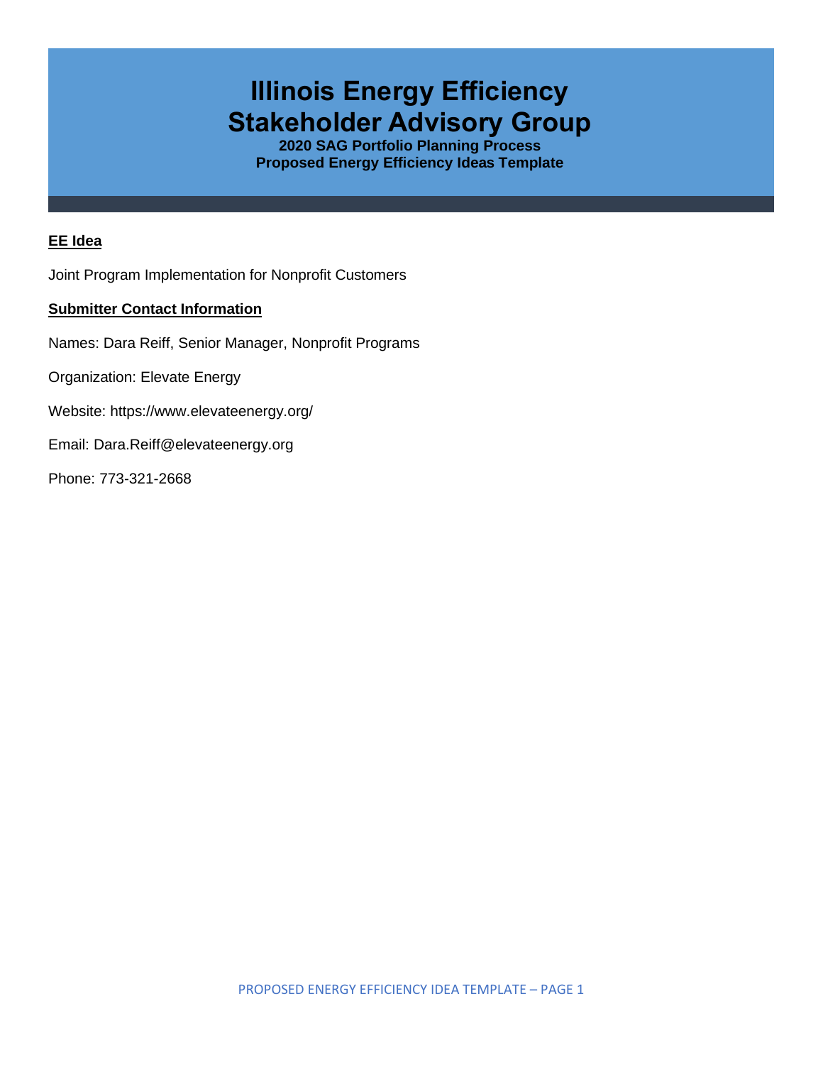# Illinois Energy Efficiency Stakeholder Advisory Group

**2020 SAG Portfolio Planning Process**
**Proposed Energy Efficiency Ideas Template**

## EE Idea

Joint Program Implementation for Nonprofit Customers

## Submitter Contact Information

Names: Dara Reiff, Senior Manager, Nonprofit Programs

Organization: Elevate Energy

Website: https://www.elevateenergy.org/

Email: Dara.Reiff@elevateenergy.org

Phone: 773-321-2668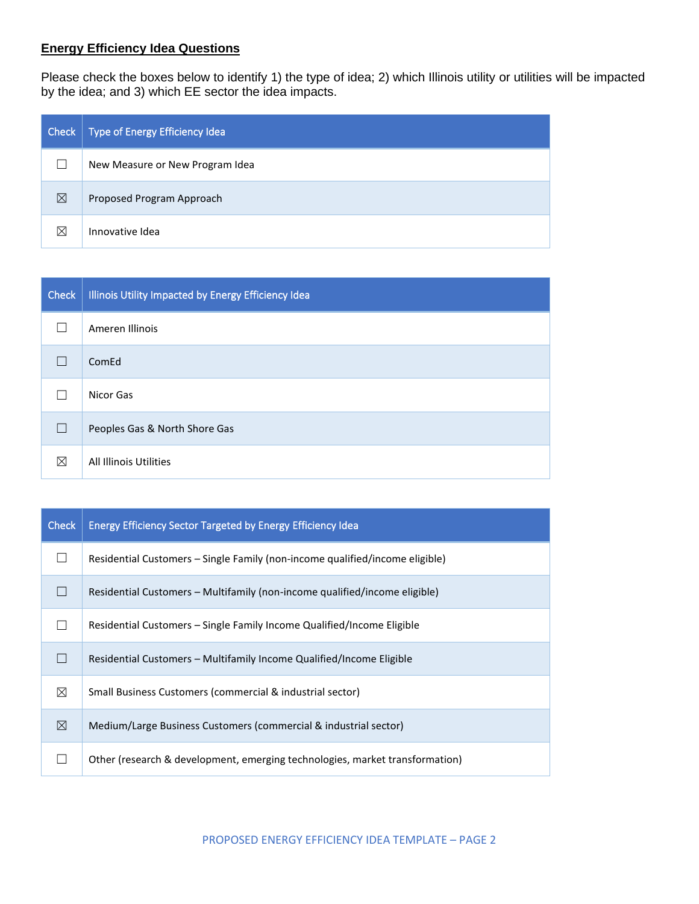## Energy Efficiency Idea Questions

Please check the boxes below to identify 1) the type of idea; 2) which Illinois utility or utilities will be impacted by the idea; and 3) which EE sector the idea impacts.

| Check | Type of Energy Efficiency Idea |
|---|---|
| ☐ | New Measure or New Program Idea |
| ☒ | Proposed Program Approach |
| ☒ | Innovative Idea |

| Check | Illinois Utility Impacted by Energy Efficiency Idea |
|---|---|
| ☐ | Ameren Illinois |
| ☐ | ComEd |
| ☐ | Nicor Gas |
| ☐ | Peoples Gas & North Shore Gas |
| ☒ | All Illinois Utilities |

| Check | Energy Efficiency Sector Targeted by Energy Efficiency Idea |
|---|---|
| ☐ | Residential Customers – Single Family (non-income qualified/income eligible) |
| ☐ | Residential Customers – Multifamily (non-income qualified/income eligible) |
| ☐ | Residential Customers – Single Family Income Qualified/Income Eligible |
| ☐ | Residential Customers – Multifamily Income Qualified/Income Eligible |
| ☒ | Small Business Customers (commercial & industrial sector) |
| ☒ | Medium/Large Business Customers (commercial & industrial sector) |
| ☐ | Other (research & development, emerging technologies, market transformation) |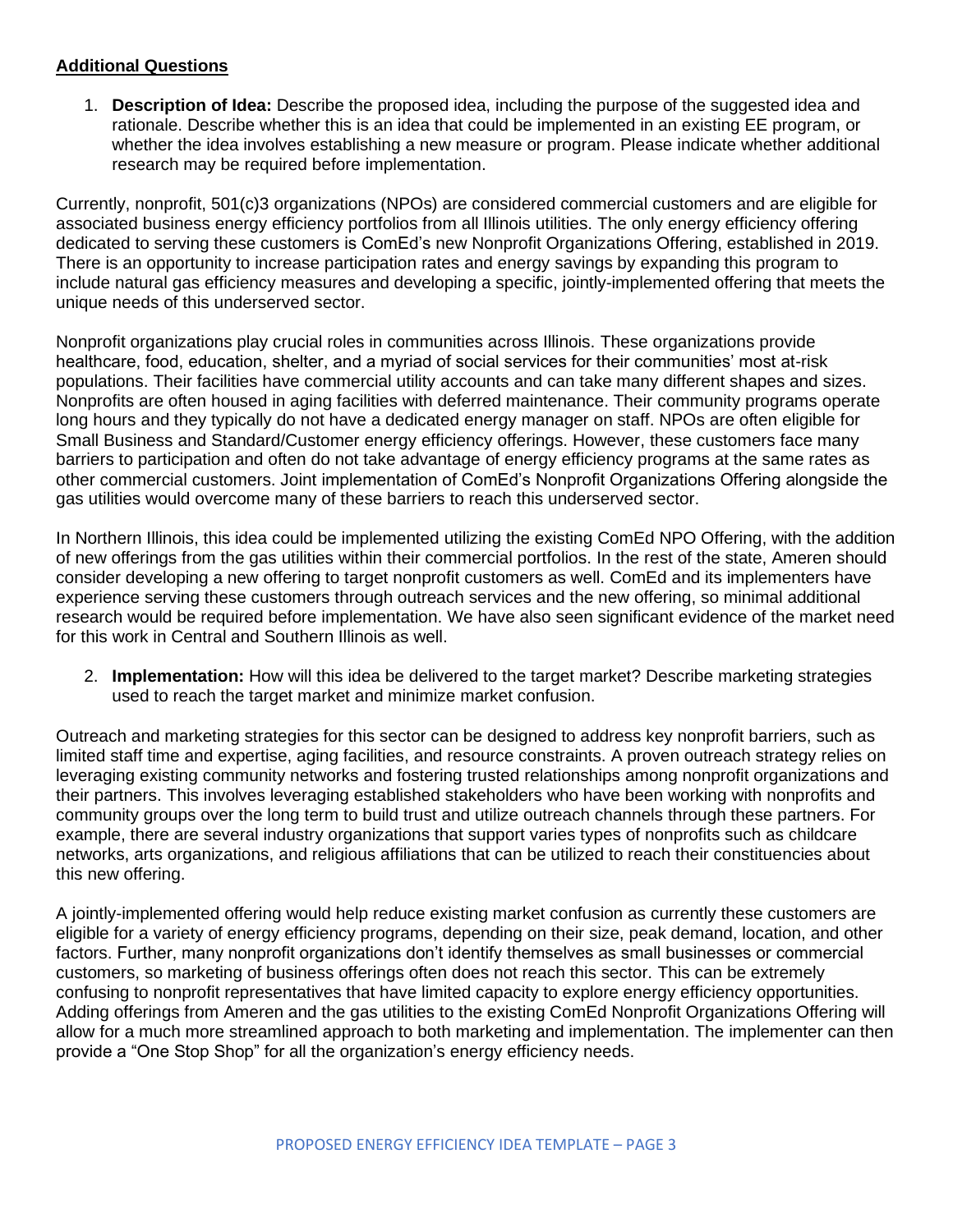**Additional Questions**

1. **Description of Idea:** Describe the proposed idea, including the purpose of the suggested idea and rationale. Describe whether this is an idea that could be implemented in an existing EE program, or whether the idea involves establishing a new measure or program. Please indicate whether additional research may be required before implementation.

Currently, nonprofit, 501(c)3 organizations (NPOs) are considered commercial customers and are eligible for associated business energy efficiency portfolios from all Illinois utilities. The only energy efficiency offering dedicated to serving these customers is ComEd's new Nonprofit Organizations Offering, established in 2019. There is an opportunity to increase participation rates and energy savings by expanding this program to include natural gas efficiency measures and developing a specific, jointly-implemented offering that meets the unique needs of this underserved sector.

Nonprofit organizations play crucial roles in communities across Illinois. These organizations provide healthcare, food, education, shelter, and a myriad of social services for their communities' most at-risk populations. Their facilities have commercial utility accounts and can take many different shapes and sizes. Nonprofits are often housed in aging facilities with deferred maintenance. Their community programs operate long hours and they typically do not have a dedicated energy manager on staff. NPOs are often eligible for Small Business and Standard/Customer energy efficiency offerings. However, these customers face many barriers to participation and often do not take advantage of energy efficiency programs at the same rates as other commercial customers. Joint implementation of ComEd's Nonprofit Organizations Offering alongside the gas utilities would overcome many of these barriers to reach this underserved sector.

In Northern Illinois, this idea could be implemented utilizing the existing ComEd NPO Offering, with the addition of new offerings from the gas utilities within their commercial portfolios. In the rest of the state, Ameren should consider developing a new offering to target nonprofit customers as well. ComEd and its implementers have experience serving these customers through outreach services and the new offering, so minimal additional research would be required before implementation. We have also seen significant evidence of the market need for this work in Central and Southern Illinois as well.

2. **Implementation:** How will this idea be delivered to the target market? Describe marketing strategies used to reach the target market and minimize market confusion.

Outreach and marketing strategies for this sector can be designed to address key nonprofit barriers, such as limited staff time and expertise, aging facilities, and resource constraints. A proven outreach strategy relies on leveraging existing community networks and fostering trusted relationships among nonprofit organizations and their partners. This involves leveraging established stakeholders who have been working with nonprofits and community groups over the long term to build trust and utilize outreach channels through these partners. For example, there are several industry organizations that support varies types of nonprofits such as childcare networks, arts organizations, and religious affiliations that can be utilized to reach their constituencies about this new offering.

A jointly-implemented offering would help reduce existing market confusion as currently these customers are eligible for a variety of energy efficiency programs, depending on their size, peak demand, location, and other factors. Further, many nonprofit organizations don't identify themselves as small businesses or commercial customers, so marketing of business offerings often does not reach this sector. This can be extremely confusing to nonprofit representatives that have limited capacity to explore energy efficiency opportunities. Adding offerings from Ameren and the gas utilities to the existing ComEd Nonprofit Organizations Offering will allow for a much more streamlined approach to both marketing and implementation. The implementer can then provide a "One Stop Shop" for all the organization's energy efficiency needs.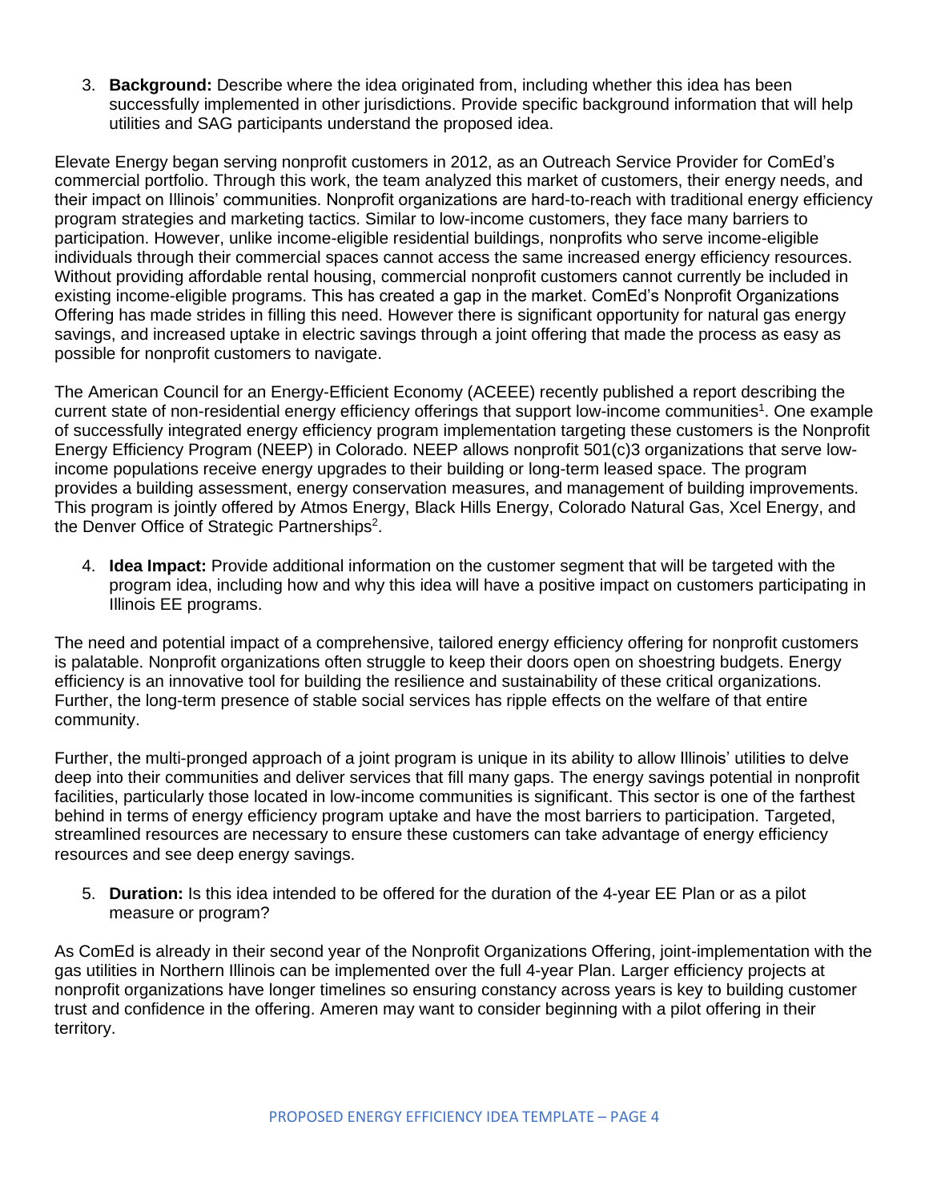3. **Background:** Describe where the idea originated from, including whether this idea has been successfully implemented in other jurisdictions. Provide specific background information that will help utilities and SAG participants understand the proposed idea.

Elevate Energy began serving nonprofit customers in 2012, as an Outreach Service Provider for ComEd's commercial portfolio. Through this work, the team analyzed this market of customers, their energy needs, and their impact on Illinois' communities. Nonprofit organizations are hard-to-reach with traditional energy efficiency program strategies and marketing tactics. Similar to low-income customers, they face many barriers to participation. However, unlike income-eligible residential buildings, nonprofits who serve income-eligible individuals through their commercial spaces cannot access the same increased energy efficiency resources. Without providing affordable rental housing, commercial nonprofit customers cannot currently be included in existing income-eligible programs. This has created a gap in the market. ComEd's Nonprofit Organizations Offering has made strides in filling this need. However there is significant opportunity for natural gas energy savings, and increased uptake in electric savings through a joint offering that made the process as easy as possible for nonprofit customers to navigate.

The American Council for an Energy-Efficient Economy (ACEEE) recently published a report describing the current state of non-residential energy efficiency offerings that support low-income communities[1]. One example of successfully integrated energy efficiency program implementation targeting these customers is the Nonprofit Energy Efficiency Program (NEEP) in Colorado. NEEP allows nonprofit 501(c)3 organizations that serve low-income populations receive energy upgrades to their building or long-term leased space. The program provides a building assessment, energy conservation measures, and management of building improvements. This program is jointly offered by Atmos Energy, Black Hills Energy, Colorado Natural Gas, Xcel Energy, and the Denver Office of Strategic Partnerships[2].

4. **Idea Impact:** Provide additional information on the customer segment that will be targeted with the program idea, including how and why this idea will have a positive impact on customers participating in Illinois EE programs.

The need and potential impact of a comprehensive, tailored energy efficiency offering for nonprofit customers is palatable. Nonprofit organizations often struggle to keep their doors open on shoestring budgets. Energy efficiency is an innovative tool for building the resilience and sustainability of these critical organizations. Further, the long-term presence of stable social services has ripple effects on the welfare of that entire community.

Further, the multi-pronged approach of a joint program is unique in its ability to allow Illinois' utilities to delve deep into their communities and deliver services that fill many gaps. The energy savings potential in nonprofit facilities, particularly those located in low-income communities is significant. This sector is one of the farthest behind in terms of energy efficiency program uptake and have the most barriers to participation. Targeted, streamlined resources are necessary to ensure these customers can take advantage of energy efficiency resources and see deep energy savings.

5. **Duration:** Is this idea intended to be offered for the duration of the 4-year EE Plan or as a pilot measure or program?

As ComEd is already in their second year of the Nonprofit Organizations Offering, joint-implementation with the gas utilities in Northern Illinois can be implemented over the full 4-year Plan. Larger efficiency projects at nonprofit organizations have longer timelines so ensuring constancy across years is key to building customer trust and confidence in the offering. Ameren may want to consider beginning with a pilot offering in their territory.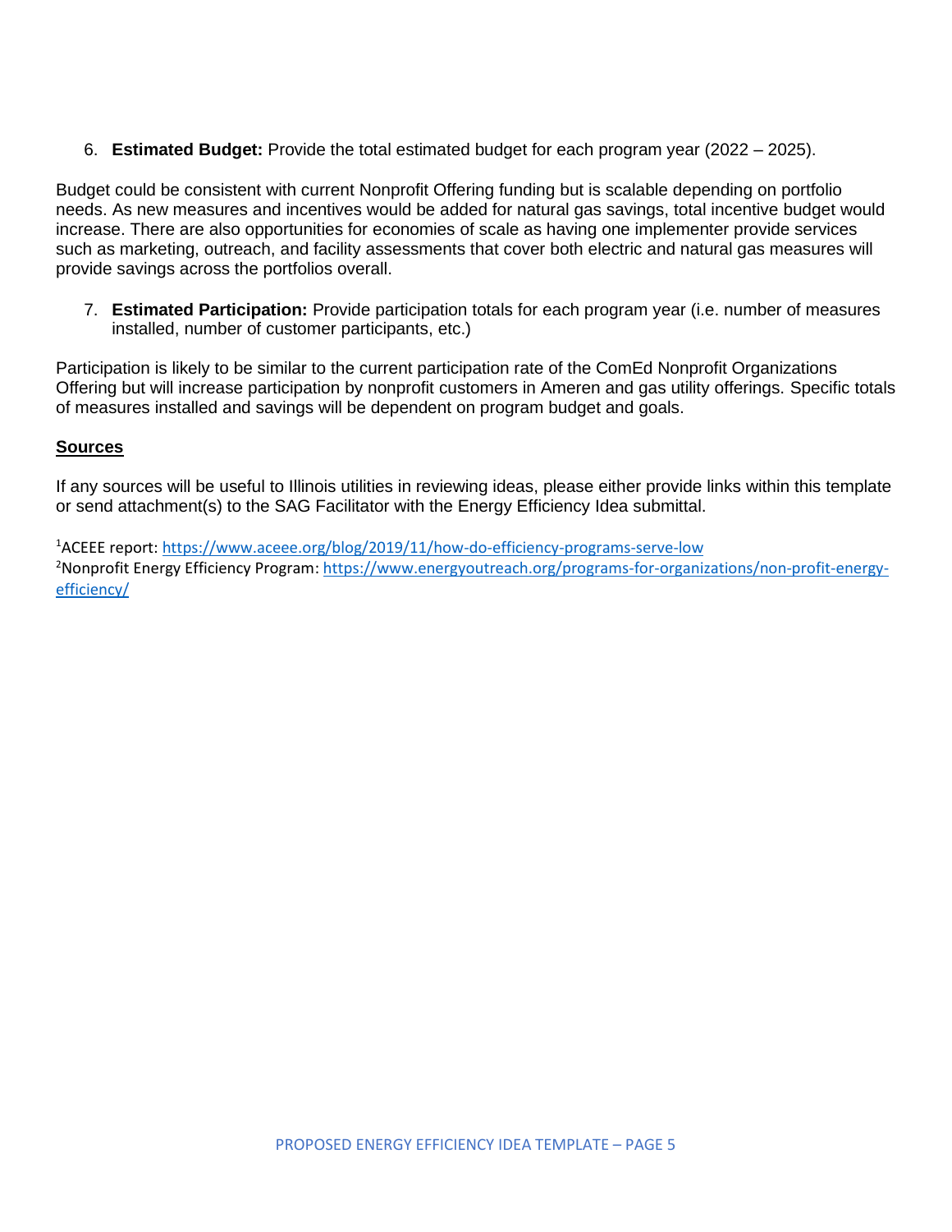6. **Estimated Budget:** Provide the total estimated budget for each program year (2022 – 2025).

Budget could be consistent with current Nonprofit Offering funding but is scalable depending on portfolio needs. As new measures and incentives would be added for natural gas savings, total incentive budget would increase. There are also opportunities for economies of scale as having one implementer provide services such as marketing, outreach, and facility assessments that cover both electric and natural gas measures will provide savings across the portfolios overall.

7. **Estimated Participation:** Provide participation totals for each program year (i.e. number of measures installed, number of customer participants, etc.)

Participation is likely to be similar to the current participation rate of the ComEd Nonprofit Organizations Offering but will increase participation by nonprofit customers in Ameren and gas utility offerings. Specific totals of measures installed and savings will be dependent on program budget and goals.

## Sources

If any sources will be useful to Illinois utilities in reviewing ideas, please either provide links within this template or send attachment(s) to the SAG Facilitator with the Energy Efficiency Idea submittal.

[1]ACEEE report: https://www.aceee.org/blog/2019/11/how-do-efficiency-programs-serve-low

[2]Nonprofit Energy Efficiency Program: https://www.energyoutreach.org/programs-for-organizations/non-profit-energy-efficiency/